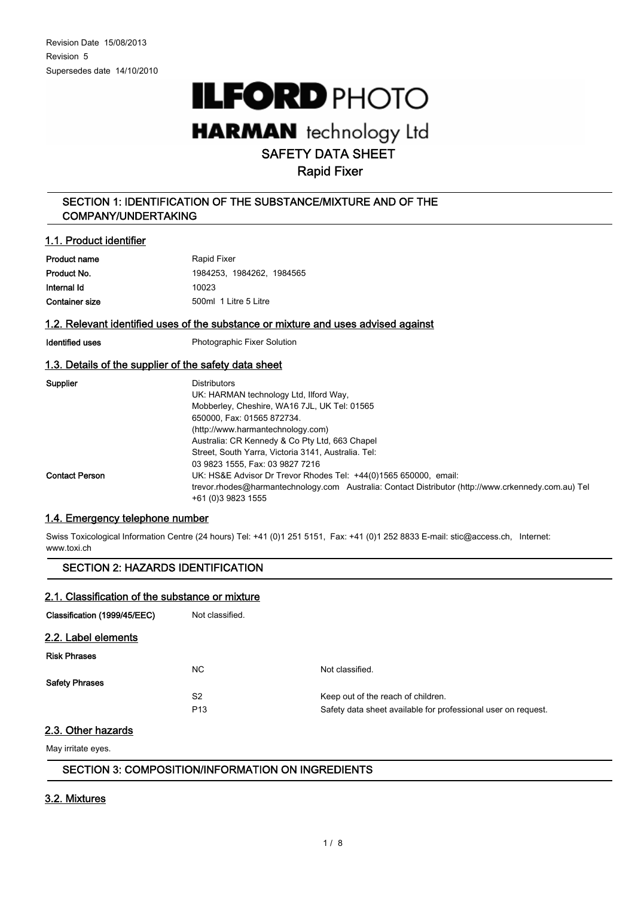Revision Date 15/08/2013
Revision 5
Supersedes date 14/10/2010

**ILFORD PHOTO**
**HARMAN technology Ltd**

# SAFETY DATA SHEET
## Rapid Fixer

## SECTION 1: IDENTIFICATION OF THE SUBSTANCE/MIXTURE AND OF THE COMPANY/UNDERTAKING

### 1.1. Product identifier

| | |
|---|---|
| **Product name** | Rapid Fixer |
| **Product No.** | 1984253, 1984262, 1984565 |
| **Internal Id** | 10023 |
| **Container size** | 500ml 1 Litre 5 Litre |

### 1.2. Relevant identified uses of the substance or mixture and uses advised against

| | |
|---|---|
| **Identified uses** | Photographic Fixer Solution |

### 1.3. Details of the supplier of the safety data sheet

| | |
|---|---|
| **Supplier** | Distributors<br>UK: HARMAN technology Ltd, Ilford Way, Mobberley, Cheshire, WA16 7JL, UK Tel: 01565 650000, Fax: 01565 872734. (http://www.harmantechnology.com)<br>Australia: CR Kennedy & Co Pty Ltd, 663 Chapel Street, South Yarra, Victoria 3141, Australia. Tel: 03 9823 1555, Fax: 03 9827 7216 |
| **Contact Person** | UK: HS&E Advisor Dr Trevor Rhodes Tel: +44(0)1565 650000, email: trevor.rhodes@harmantechnology.com Australia: Contact Distributor (http://www.crkennedy.com.au) Tel +61 (0)3 9823 1555 |

### 1.4. Emergency telephone number

Swiss Toxicological Information Centre (24 hours) Tel: +41 (0)1 251 5151, Fax: +41 (0)1 252 8833 E-mail: stic@access.ch, Internet: www.toxi.ch

## SECTION 2: HAZARDS IDENTIFICATION

### 2.1. Classification of the substance or mixture

| | |
|---|---|
| **Classification (1999/45/EEC)** | Not classified. |

### 2.2. Label elements

**Risk Phrases**

| | | |
|---|---|---|
| | NC | Not classified. |

**Safety Phrases**

| | | |
|---|---|---|
| | S2 | Keep out of the reach of children. |
| | P13 | Safety data sheet available for professional user on request. |

### 2.3. Other hazards

May irritate eyes.

## SECTION 3: COMPOSITION/INFORMATION ON INGREDIENTS

### 3.2. Mixtures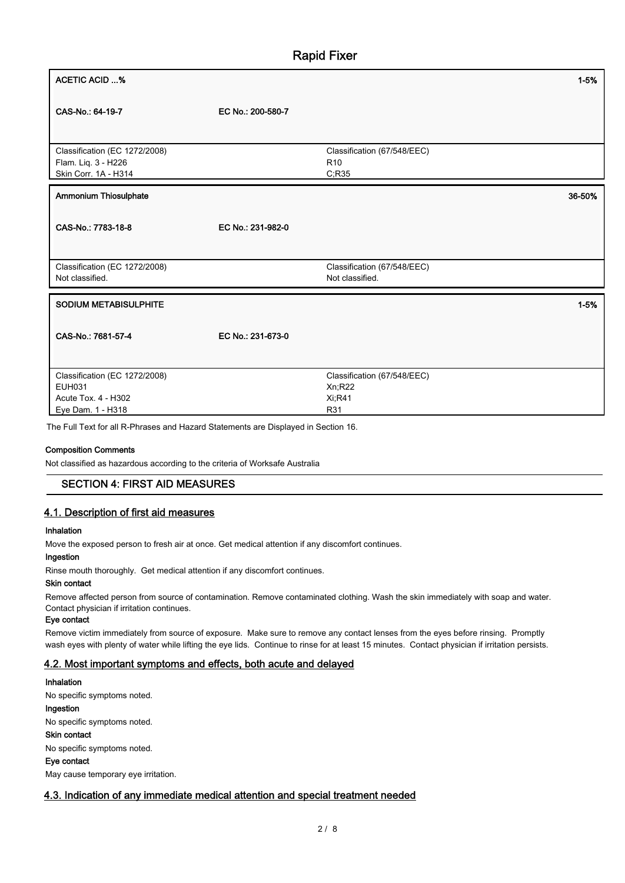| ACETIC ACID ...% | | | 1-5% |
| --- | --- | --- | --- |
| CAS-No.: 64-19-7 | EC No.: 200-580-7 | | |
| Classification (EC 1272/2008)<br>Flam. Liq. 3 - H226<br>Skin Corr. 1A - H314 | | Classification (67/548/EEC)<br>R10<br>C;R35 | |

| Ammonium Thiosulphate | | | 36-50% |
| --- | --- | --- | --- |
| CAS-No.: 7783-18-8 | EC No.: 231-982-0 | | |
| Classification (EC 1272/2008)<br>Not classified. | | Classification (67/548/EEC)<br>Not classified. | |

| SODIUM METABISULPHITE | | | 1-5% |
| --- | --- | --- | --- |
| CAS-No.: 7681-57-4 | EC No.: 231-673-0 | | |
| Classification (EC 1272/2008)<br>EUH031<br>Acute Tox. 4 - H302<br>Eye Dam. 1 - H318 | | Classification (67/548/EEC)<br>Xn;R22<br>Xi;R41<br>R31 | |

The Full Text for all R-Phrases and Hazard Statements are Displayed in Section 16.

**Composition Comments**

Not classified as hazardous according to the criteria of Worksafe Australia

## SECTION 4: FIRST AID MEASURES

### 4.1. Description of first aid measures

**Inhalation**

Move the exposed person to fresh air at once. Get medical attention if any discomfort continues.

**Ingestion**

Rinse mouth thoroughly. Get medical attention if any discomfort continues.

**Skin contact**

Remove affected person from source of contamination. Remove contaminated clothing. Wash the skin immediately with soap and water. Contact physician if irritation continues.

**Eye contact**

Remove victim immediately from source of exposure. Make sure to remove any contact lenses from the eyes before rinsing. Promptly wash eyes with plenty of water while lifting the eye lids. Continue to rinse for at least 15 minutes. Contact physician if irritation persists.

### 4.2. Most important symptoms and effects, both acute and delayed

**Inhalation**

No specific symptoms noted.

**Ingestion**

No specific symptoms noted.

**Skin contact**

No specific symptoms noted.

**Eye contact**

May cause temporary eye irritation.

### 4.3. Indication of any immediate medical attention and special treatment needed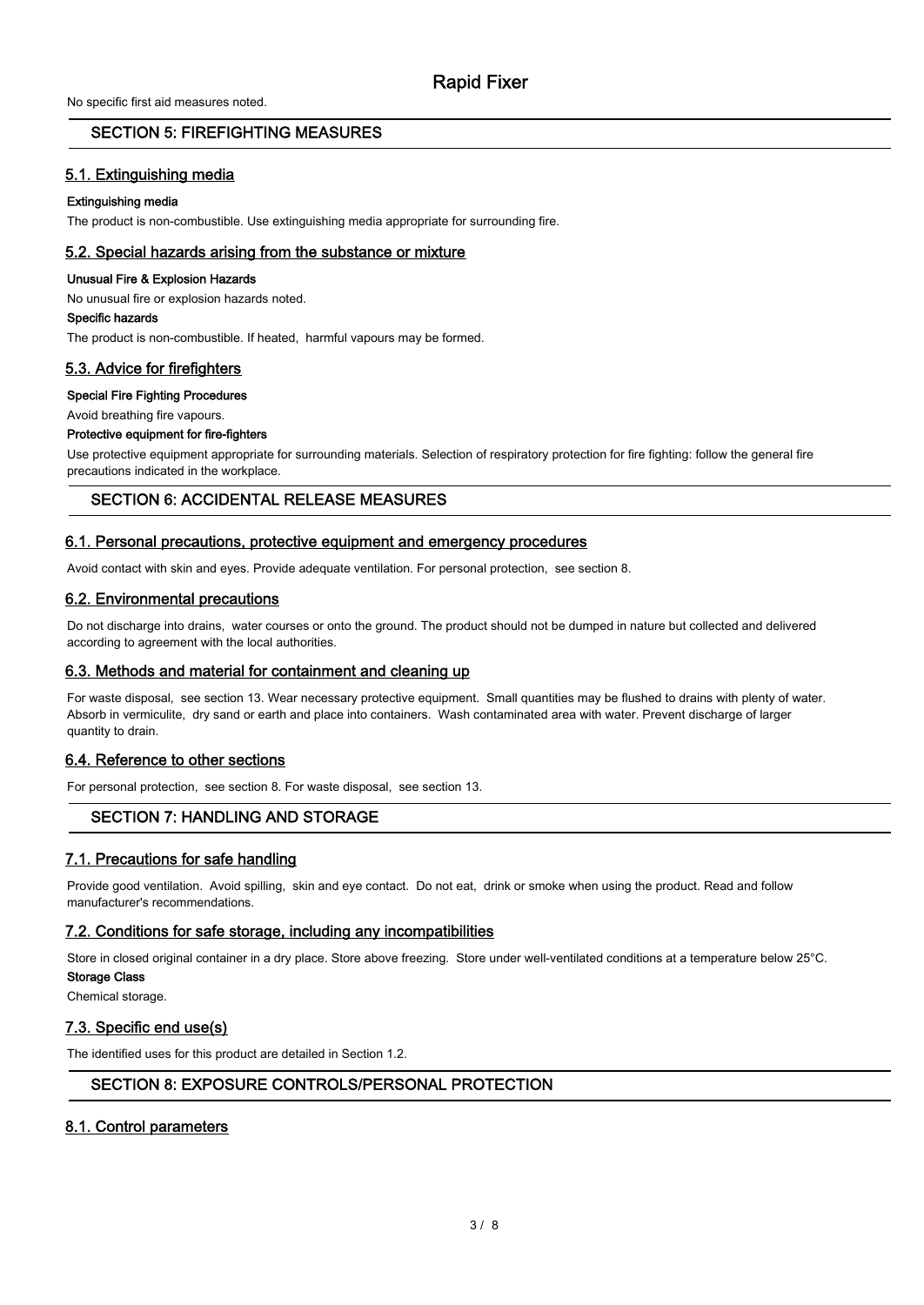No specific first aid measures noted.

## SECTION 5: FIREFIGHTING MEASURES

### 5.1. Extinguishing media

**Extinguishing media**

The product is non-combustible. Use extinguishing media appropriate for surrounding fire.

### 5.2. Special hazards arising from the substance or mixture

**Unusual Fire & Explosion Hazards**

No unusual fire or explosion hazards noted.

**Specific hazards**

The product is non-combustible. If heated, harmful vapours may be formed.

### 5.3. Advice for firefighters

**Special Fire Fighting Procedures**

Avoid breathing fire vapours.

**Protective equipment for fire-fighters**

Use protective equipment appropriate for surrounding materials. Selection of respiratory protection for fire fighting: follow the general fire precautions indicated in the workplace.

## SECTION 6: ACCIDENTAL RELEASE MEASURES

### 6.1. Personal precautions, protective equipment and emergency procedures

Avoid contact with skin and eyes. Provide adequate ventilation. For personal protection, see section 8.

### 6.2. Environmental precautions

Do not discharge into drains, water courses or onto the ground. The product should not be dumped in nature but collected and delivered according to agreement with the local authorities.

### 6.3. Methods and material for containment and cleaning up

For waste disposal, see section 13. Wear necessary protective equipment. Small quantities may be flushed to drains with plenty of water. Absorb in vermiculite, dry sand or earth and place into containers. Wash contaminated area with water. Prevent discharge of larger quantity to drain.

### 6.4. Reference to other sections

For personal protection, see section 8. For waste disposal, see section 13.

## SECTION 7: HANDLING AND STORAGE

### 7.1. Precautions for safe handling

Provide good ventilation. Avoid spilling, skin and eye contact. Do not eat, drink or smoke when using the product. Read and follow manufacturer's recommendations.

### 7.2. Conditions for safe storage, including any incompatibilities

Store in closed original container in a dry place. Store above freezing. Store under well-ventilated conditions at a temperature below 25°C.

**Storage Class**

Chemical storage.

### 7.3. Specific end use(s)

The identified uses for this product are detailed in Section 1.2.

## SECTION 8: EXPOSURE CONTROLS/PERSONAL PROTECTION

### 8.1. Control parameters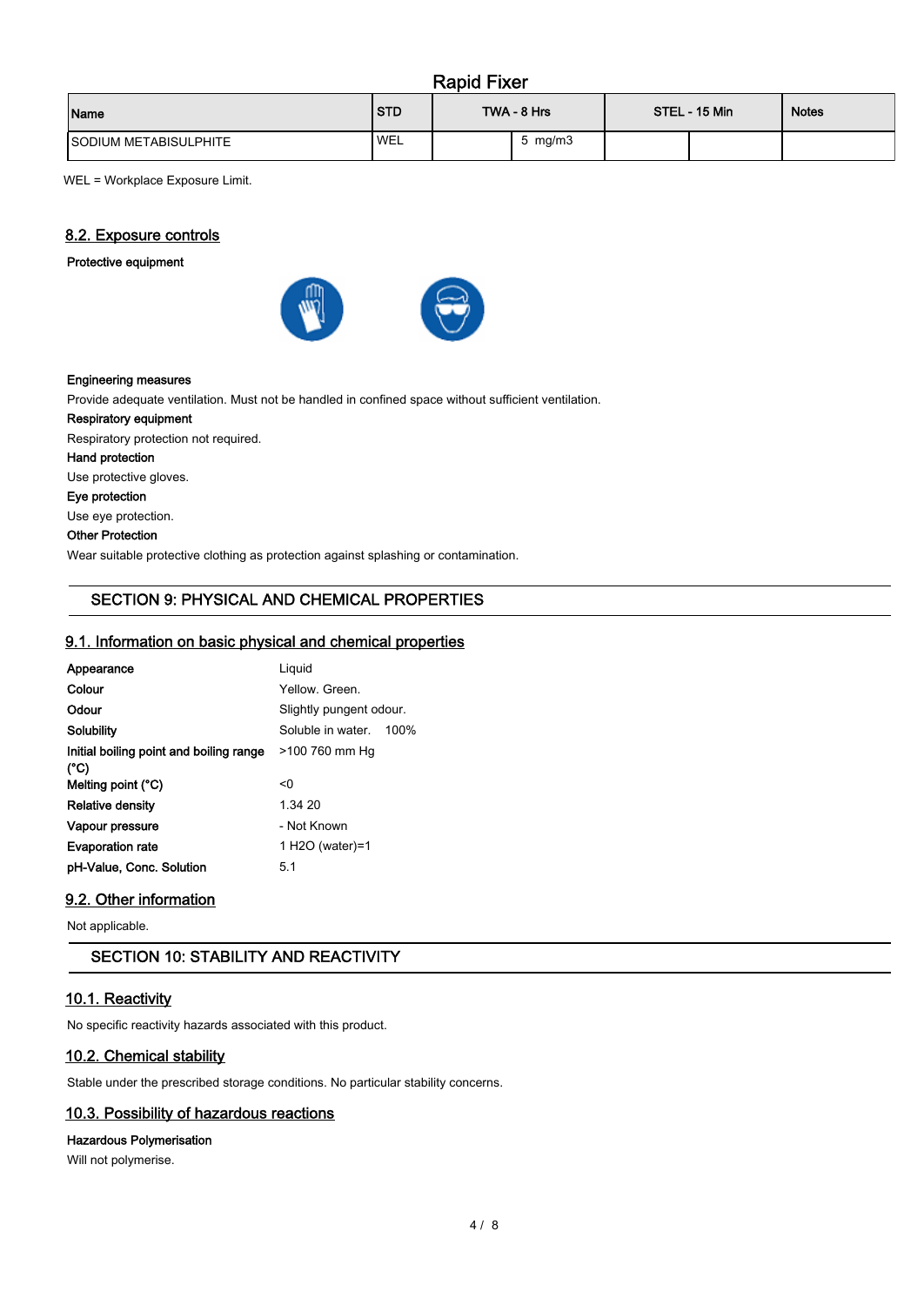## Rapid Fixer

| Name | STD | TWA - 8 Hrs | | STEL - 15 Min | | Notes |
|---|---|---|---|---|---|---|
| SODIUM METABISULPHITE | WEL | | 5 mg/m3 | | | |

WEL = Workplace Exposure Limit.

### 8.2. Exposure controls

**Protective equipment**

**Engineering measures**

Provide adequate ventilation. Must not be handled in confined space without sufficient ventilation.

**Respiratory equipment**

Respiratory protection not required.

**Hand protection**

Use protective gloves.

**Eye protection**

Use eye protection.

**Other Protection**

Wear suitable protective clothing as protection against splashing or contamination.

## SECTION 9: PHYSICAL AND CHEMICAL PROPERTIES

### 9.1. Information on basic physical and chemical properties

| | |
|---|---|
| **Appearance** | Liquid |
| **Colour** | Yellow. Green. |
| **Odour** | Slightly pungent odour. |
| **Solubility** | Soluble in water. 100% |
| **Initial boiling point and boiling range (°C)** | >100 760 mm Hg |
| **Melting point (°C)** | <0 |
| **Relative density** | 1.34 20 |
| **Vapour pressure** | - Not Known |
| **Evaporation rate** | 1 $H_2O$ (water)=1 |
| **pH-Value, Conc. Solution** | 5.1 |

### 9.2. Other information

Not applicable.

## SECTION 10: STABILITY AND REACTIVITY

### 10.1. Reactivity

No specific reactivity hazards associated with this product.

### 10.2. Chemical stability

Stable under the prescribed storage conditions. No particular stability concerns.

### 10.3. Possibility of hazardous reactions

**Hazardous Polymerisation**

Will not polymerise.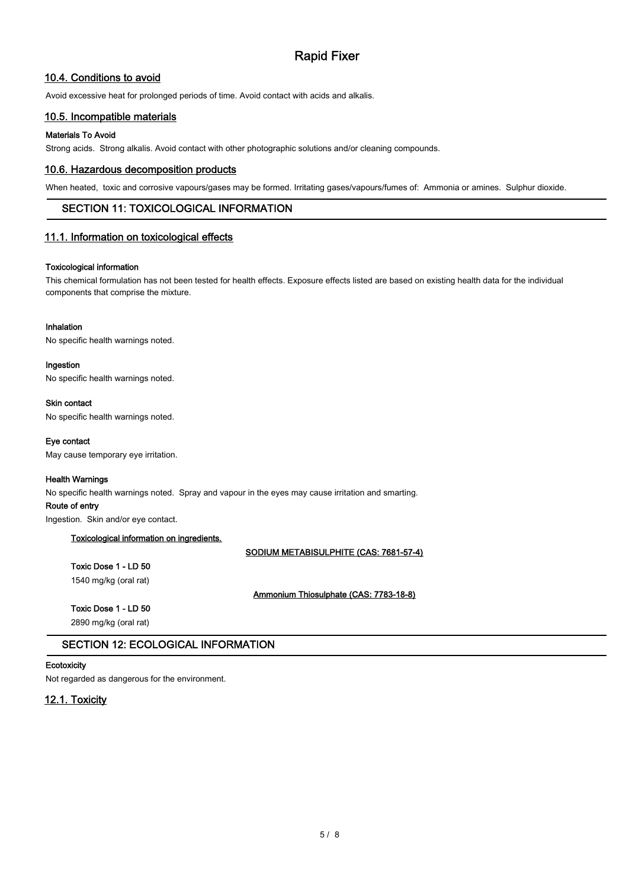## 10.4. Conditions to avoid

Avoid excessive heat for prolonged periods of time. Avoid contact with acids and alkalis.

## 10.5. Incompatible materials

**Materials To Avoid**

Strong acids. Strong alkalis. Avoid contact with other photographic solutions and/or cleaning compounds.

## 10.6. Hazardous decomposition products

When heated, toxic and corrosive vapours/gases may be formed. Irritating gases/vapours/fumes of: Ammonia or amines. Sulphur dioxide.

# SECTION 11: TOXICOLOGICAL INFORMATION

## 11.1. Information on toxicological effects

**Toxicological information**

This chemical formulation has not been tested for health effects. Exposure effects listed are based on existing health data for the individual components that comprise the mixture.

**Inhalation**

No specific health warnings noted.

**Ingestion**

No specific health warnings noted.

**Skin contact**

No specific health warnings noted.

**Eye contact**

May cause temporary eye irritation.

**Health Warnings**

No specific health warnings noted. Spray and vapour in the eyes may cause irritation and smarting.

**Route of entry**

Ingestion. Skin and/or eye contact.

**Toxicological information on ingredients.**

**SODIUM METABISULPHITE (CAS: 7681-57-4)**

**Toxic Dose 1 - LD 50**

1540 mg/kg (oral rat)

**Ammonium Thiosulphate (CAS: 7783-18-8)**

**Toxic Dose 1 - LD 50**

2890 mg/kg (oral rat)

# SECTION 12: ECOLOGICAL INFORMATION

**Ecotoxicity**

Not regarded as dangerous for the environment.

## 12.1. Toxicity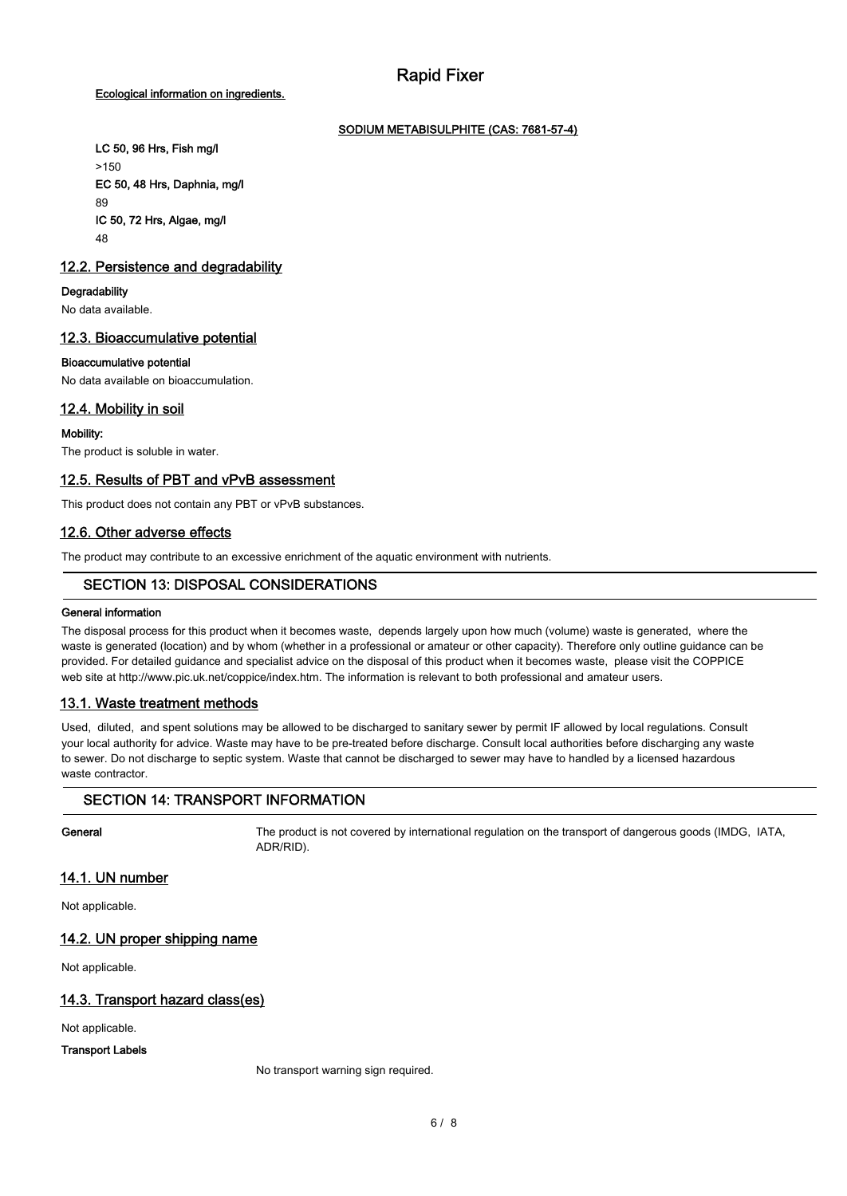**Ecological information on ingredients.**

**SODIUM METABISULPHITE (CAS: 7681-57-4)**

**LC 50, 96 Hrs, Fish mg/l**
>150
**EC 50, 48 Hrs, Daphnia, mg/l**
89
**IC 50, 72 Hrs, Algae, mg/l**
48

## 12.2. Persistence and degradability

**Degradability**

No data available.

## 12.3. Bioaccumulative potential

**Bioaccumulative potential**

No data available on bioaccumulation.

## 12.4. Mobility in soil

**Mobility:**

The product is soluble in water.

## 12.5. Results of PBT and vPvB assessment

This product does not contain any PBT or vPvB substances.

## 12.6. Other adverse effects

The product may contribute to an excessive enrichment of the aquatic environment with nutrients.

# SECTION 13: DISPOSAL CONSIDERATIONS

**General information**

The disposal process for this product when it becomes waste, depends largely upon how much (volume) waste is generated, where the waste is generated (location) and by whom (whether in a professional or amateur or other capacity). Therefore only outline guidance can be provided. For detailed guidance and specialist advice on the disposal of this product when it becomes waste, please visit the COPPICE web site at http://www.pic.uk.net/coppice/index.htm. The information is relevant to both professional and amateur users.

## 13.1. Waste treatment methods

Used, diluted, and spent solutions may be allowed to be discharged to sanitary sewer by permit IF allowed by local regulations. Consult your local authority for advice. Waste may have to be pre-treated before discharge. Consult local authorities before discharging any waste to sewer. Do not discharge to septic system. Waste that cannot be discharged to sewer may have to handled by a licensed hazardous waste contractor.

# SECTION 14: TRANSPORT INFORMATION

**General** The product is not covered by international regulation on the transport of dangerous goods (IMDG, IATA, ADR/RID).

## 14.1. UN number

Not applicable.

## 14.2. UN proper shipping name

Not applicable.

## 14.3. Transport hazard class(es)

Not applicable.

**Transport Labels**

No transport warning sign required.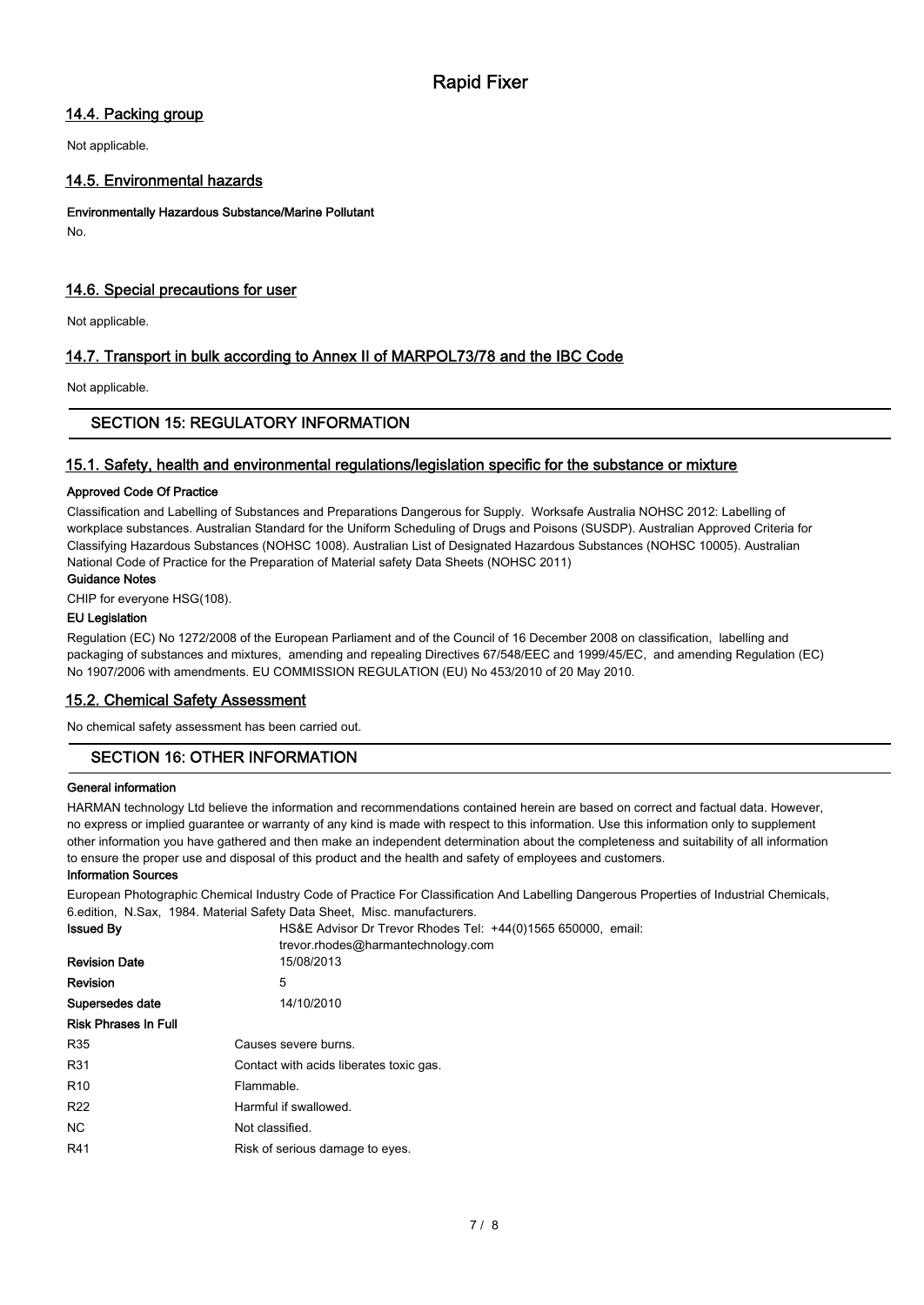### 14.4. Packing group

Not applicable.

### 14.5. Environmental hazards

**Environmentally Hazardous Substance/Marine Pollutant**

No.

### 14.6. Special precautions for user

Not applicable.

### 14.7. Transport in bulk according to Annex II of MARPOL73/78 and the IBC Code

Not applicable.

## SECTION 15: REGULATORY INFORMATION

### 15.1. Safety, health and environmental regulations/legislation specific for the substance or mixture

**Approved Code Of Practice**

Classification and Labelling of Substances and Preparations Dangerous for Supply. Worksafe Australia NOHSC 2012: Labelling of workplace substances. Australian Standard for the Uniform Scheduling of Drugs and Poisons (SUSDP). Australian Approved Criteria for Classifying Hazardous Substances (NOHSC 1008). Australian List of Designated Hazardous Substances (NOHSC 10005). Australian National Code of Practice for the Preparation of Material safety Data Sheets (NOHSC 2011)

**Guidance Notes**

CHIP for everyone HSG(108).

**EU Legislation**

Regulation (EC) No 1272/2008 of the European Parliament and of the Council of 16 December 2008 on classification, labelling and packaging of substances and mixtures, amending and repealing Directives 67/548/EEC and 1999/45/EC, and amending Regulation (EC) No 1907/2006 with amendments. EU COMMISSION REGULATION (EU) No 453/2010 of 20 May 2010.

### 15.2. Chemical Safety Assessment

No chemical safety assessment has been carried out.

## SECTION 16: OTHER INFORMATION

**General information**

HARMAN technology Ltd believe the information and recommendations contained herein are based on correct and factual data. However, no express or implied guarantee or warranty of any kind is made with respect to this information. Use this information only to supplement other information you have gathered and then make an independent determination about the completeness and suitability of all information to ensure the proper use and disposal of this product and the health and safety of employees and customers.

**Information Sources**

European Photographic Chemical Industry Code of Practice For Classification And Labelling Dangerous Properties of Industrial Chemicals, 6.edition, N.Sax, 1984. Material Safety Data Sheet, Misc. manufacturers.

| | |
|---|---|
| **Issued By** | HS&E Advisor Dr Trevor Rhodes Tel: +44(0)1565 650000, email: trevor.rhodes@harmantechnology.com |
| **Revision Date** | 15/08/2013 |
| **Revision** | 5 |
| **Supersedes date** | 14/10/2010 |

**Risk Phrases In Full**

| | |
|---|---|
| R35 | Causes severe burns. |
| R31 | Contact with acids liberates toxic gas. |
| R10 | Flammable. |
| R22 | Harmful if swallowed. |
| NC | Not classified. |
| R41 | Risk of serious damage to eyes. |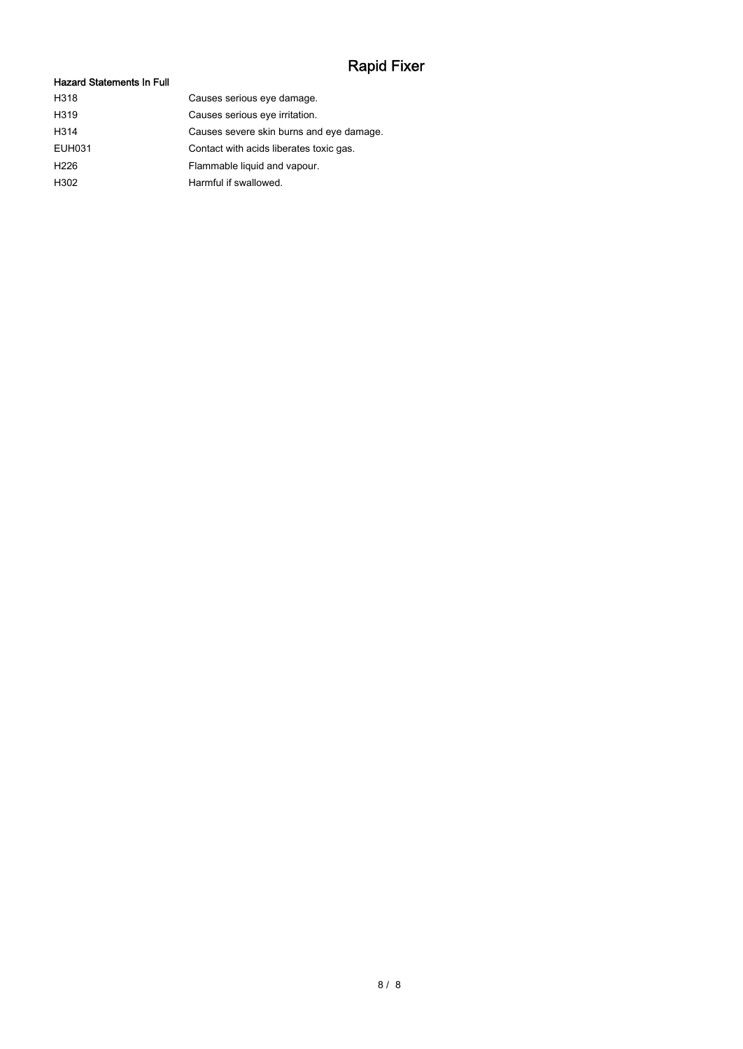# Rapid Fixer

**Hazard Statements In Full**

| | |
|---|---|
| H318 | Causes serious eye damage. |
| H319 | Causes serious eye irritation. |
| H314 | Causes severe skin burns and eye damage. |
| EUH031 | Contact with acids liberates toxic gas. |
| H226 | Flammable liquid and vapour. |
| H302 | Harmful if swallowed. |